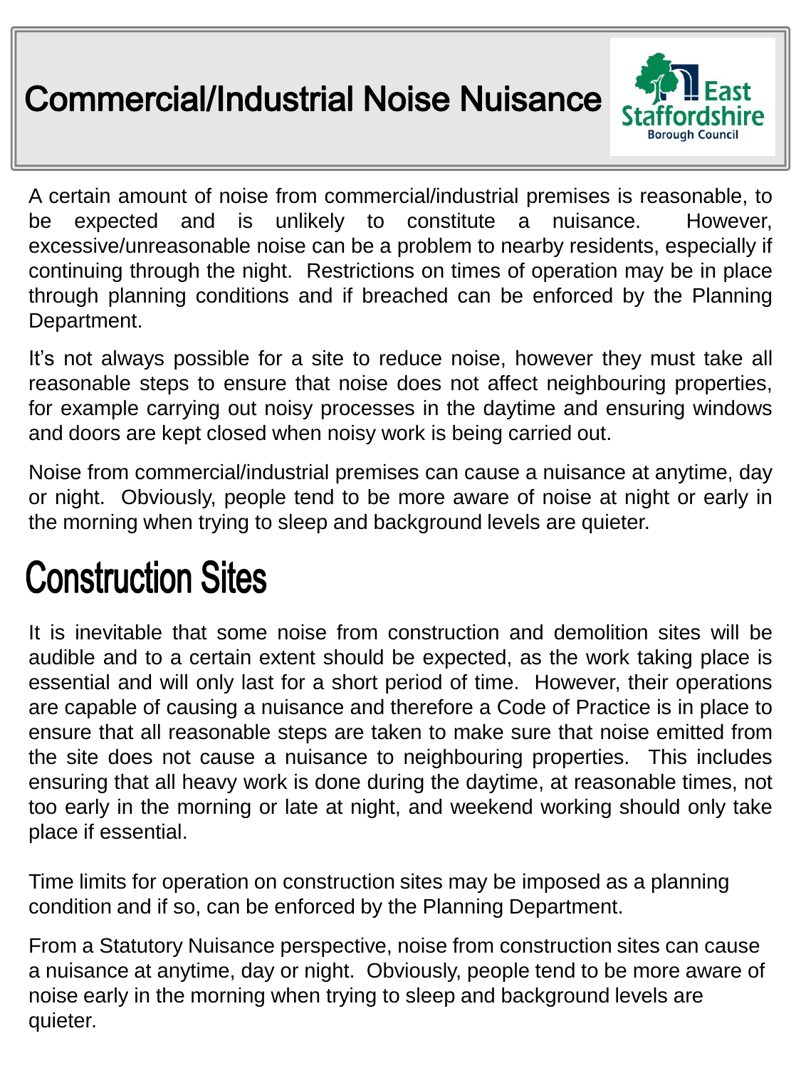# Commercial/Industrial Noise Nuisance

A certain amount of noise from commercial/industrial premises is reasonable, to be expected and is unlikely to constitute a nuisance. However, excessive/unreasonable noise can be a problem to nearby residents, especially if continuing through the night. Restrictions on times of operation may be in place through planning conditions and if breached can be enforced by the Planning Department.

It's not always possible for a site to reduce noise, however they must take all reasonable steps to ensure that noise does not affect neighbouring properties, for example carrying out noisy processes in the daytime and ensuring windows and doors are kept closed when noisy work is being carried out.

Noise from commercial/industrial premises can cause a nuisance at anytime, day or night. Obviously, people tend to be more aware of noise at night or early in the morning when trying to sleep and background levels are quieter.

# Construction Sites

It is inevitable that some noise from construction and demolition sites will be audible and to a certain extent should be expected, as the work taking place is essential and will only last for a short period of time. However, their operations are capable of causing a nuisance and therefore a Code of Practice is in place to ensure that all reasonable steps are taken to make sure that noise emitted from the site does not cause a nuisance to neighbouring properties. This includes ensuring that all heavy work is done during the daytime, at reasonable times, not too early in the morning or late at night, and weekend working should only take place if essential.

Time limits for operation on construction sites may be imposed as a planning condition and if so, can be enforced by the Planning Department.

From a Statutory Nuisance perspective, noise from construction sites can cause a nuisance at anytime, day or night. Obviously, people tend to be more aware of noise early in the morning when trying to sleep and background levels are quieter.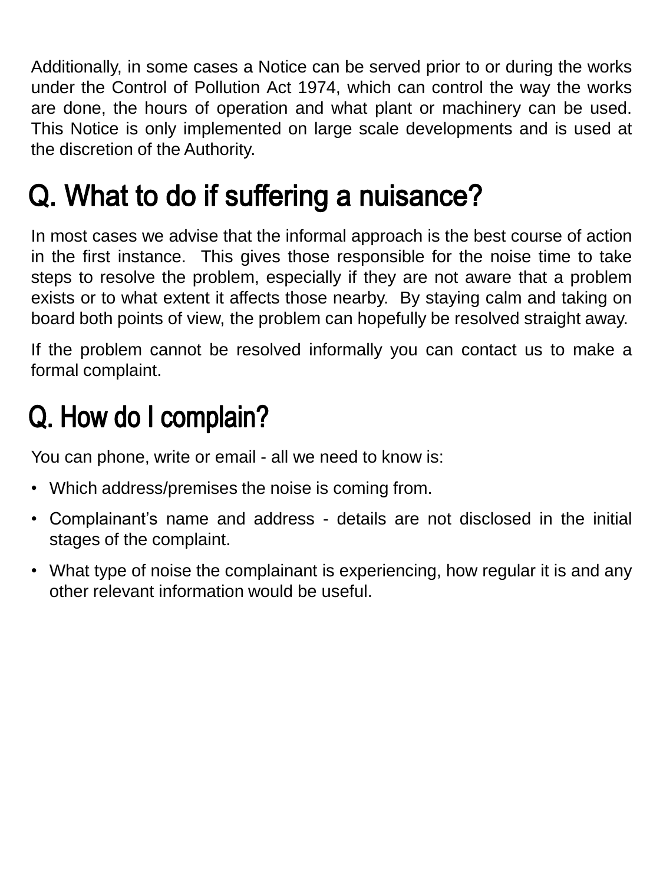Additionally, in some cases a Notice can be served prior to or during the works under the Control of Pollution Act 1974, which can control the way the works are done, the hours of operation and what plant or machinery can be used. This Notice is only implemented on large scale developments and is used at the discretion of the Authority.

## Q. What to do if suffering a nuisance?

In most cases we advise that the informal approach is the best course of action in the first instance. This gives those responsible for the noise time to take steps to resolve the problem, especially if they are not aware that a problem exists or to what extent it affects those nearby. By staying calm and taking on board both points of view, the problem can hopefully be resolved straight away.

If the problem cannot be resolved informally you can contact us to make a formal complaint.

## Q. How do I complain?

You can phone, write or email - all we need to know is:

- Which address/premises the noise is coming from.
- Complainant's name and address - details are not disclosed in the initial stages of the complaint.
- What type of noise the complainant is experiencing, how regular it is and any other relevant information would be useful.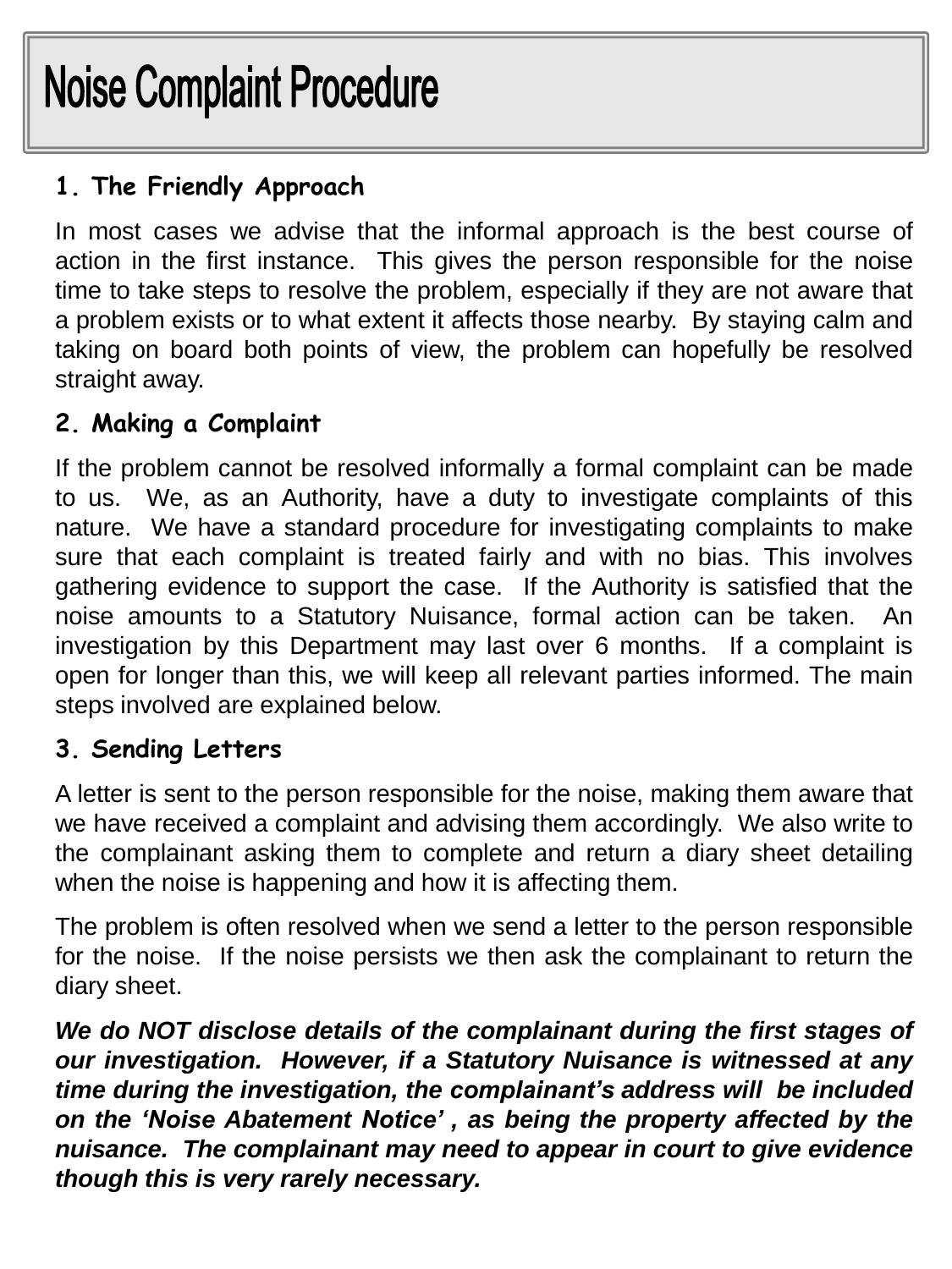# Noise Complaint Procedure

### 1. The Friendly Approach

In most cases we advise that the informal approach is the best course of action in the first instance. This gives the person responsible for the noise time to take steps to resolve the problem, especially if they are not aware that a problem exists or to what extent it affects those nearby. By staying calm and taking on board both points of view, the problem can hopefully be resolved straight away.

### 2. Making a Complaint

If the problem cannot be resolved informally a formal complaint can be made to us. We, as an Authority, have a duty to investigate complaints of this nature. We have a standard procedure for investigating complaints to make sure that each complaint is treated fairly and with no bias. This involves gathering evidence to support the case. If the Authority is satisfied that the noise amounts to a Statutory Nuisance, formal action can be taken. An investigation by this Department may last over 6 months. If a complaint is open for longer than this, we will keep all relevant parties informed. The main steps involved are explained below.

### 3. Sending Letters

A letter is sent to the person responsible for the noise, making them aware that we have received a complaint and advising them accordingly. We also write to the complainant asking them to complete and return a diary sheet detailing when the noise is happening and how it is affecting them.

The problem is often resolved when we send a letter to the person responsible for the noise. If the noise persists we then ask the complainant to return the diary sheet.

***We do NOT disclose details of the complainant during the first stages of our investigation. However, if a Statutory Nuisance is witnessed at any time during the investigation, the complainant's address will be included on the 'Noise Abatement Notice' , as being the property affected by the nuisance. The complainant may need to appear in court to give evidence though this is very rarely necessary.***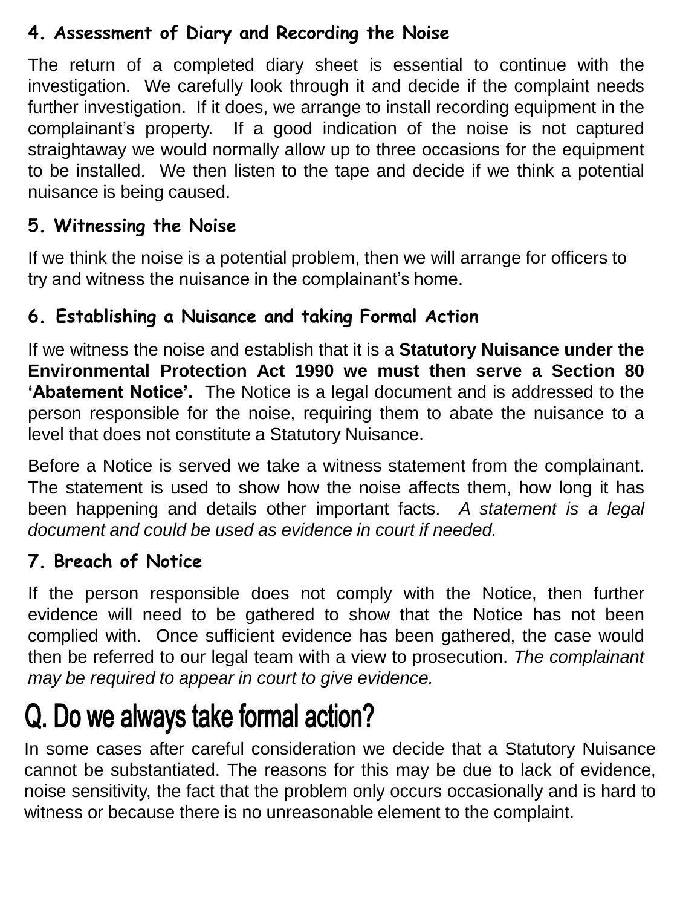### 4. Assessment of Diary and Recording the Noise

The return of a completed diary sheet is essential to continue with the investigation. We carefully look through it and decide if the complaint needs further investigation. If it does, we arrange to install recording equipment in the complainant's property. If a good indication of the noise is not captured straightaway we would normally allow up to three occasions for the equipment to be installed. We then listen to the tape and decide if we think a potential nuisance is being caused.

### 5. Witnessing the Noise

If we think the noise is a potential problem, then we will arrange for officers to try and witness the nuisance in the complainant's home.

### 6. Establishing a Nuisance and taking Formal Action

If we witness the noise and establish that it is a **Statutory Nuisance under the Environmental Protection Act 1990 we must then serve a Section 80 'Abatement Notice'.** The Notice is a legal document and is addressed to the person responsible for the noise, requiring them to abate the nuisance to a level that does not constitute a Statutory Nuisance.

Before a Notice is served we take a witness statement from the complainant. The statement is used to show how the noise affects them, how long it has been happening and details other important facts. *A statement is a legal document and could be used as evidence in court if needed.*

### 7. Breach of Notice

If the person responsible does not comply with the Notice, then further evidence will need to be gathered to show that the Notice has not been complied with. Once sufficient evidence has been gathered, the case would then be referred to our legal team with a view to prosecution. *The complainant may be required to appear in court to give evidence.*

## Q. Do we always take formal action?

In some cases after careful consideration we decide that a Statutory Nuisance cannot be substantiated. The reasons for this may be due to lack of evidence, noise sensitivity, the fact that the problem only occurs occasionally and is hard to witness or because there is no unreasonable element to the complaint.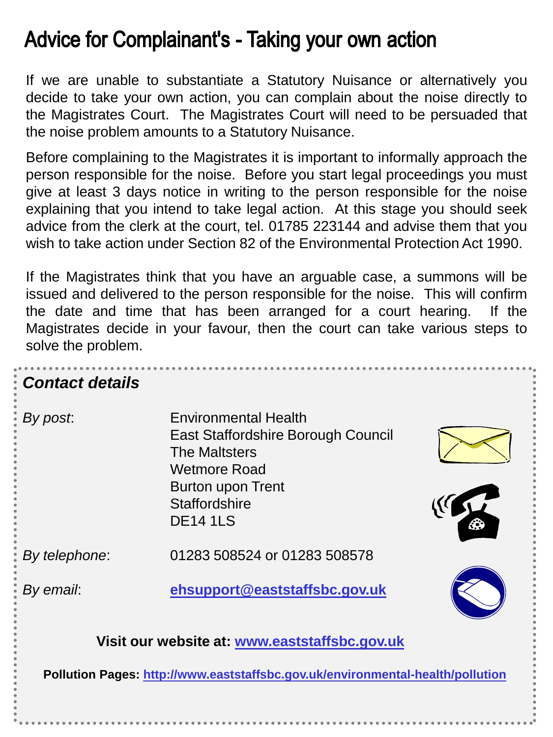# Advice for Complainant's - Taking your own action

If we are unable to substantiate a Statutory Nuisance or alternatively you decide to take your own action, you can complain about the noise directly to the Magistrates Court. The Magistrates Court will need to be persuaded that the noise problem amounts to a Statutory Nuisance.

Before complaining to the Magistrates it is important to informally approach the person responsible for the noise. Before you start legal proceedings you must give at least 3 days notice in writing to the person responsible for the noise explaining that you intend to take legal action. At this stage you should seek advice from the clerk at the court, tel. 01785 223144 and advise them that you wish to take action under Section 82 of the Environmental Protection Act 1990.

If the Magistrates think that you have an arguable case, a summons will be issued and delivered to the person responsible for the noise. This will confirm the date and time that has been arranged for a court hearing. If the Magistrates decide in your favour, then the court can take various steps to solve the problem.

## *Contact details*

*By post*:

Environmental Health
East Staffordshire Borough Council
The Maltsters
Wetmore Road
Burton upon Trent
Staffordshire
DE14 1LS

*By telephone*: 01283 508524 or 01283 508578

*By email*: **ehsupport@eaststaffsbc.gov.uk**

**Visit our website at: www.eaststaffsbc.gov.uk**

**Pollution Pages: http://www.eaststaffsbc.gov.uk/environmental-health/pollution**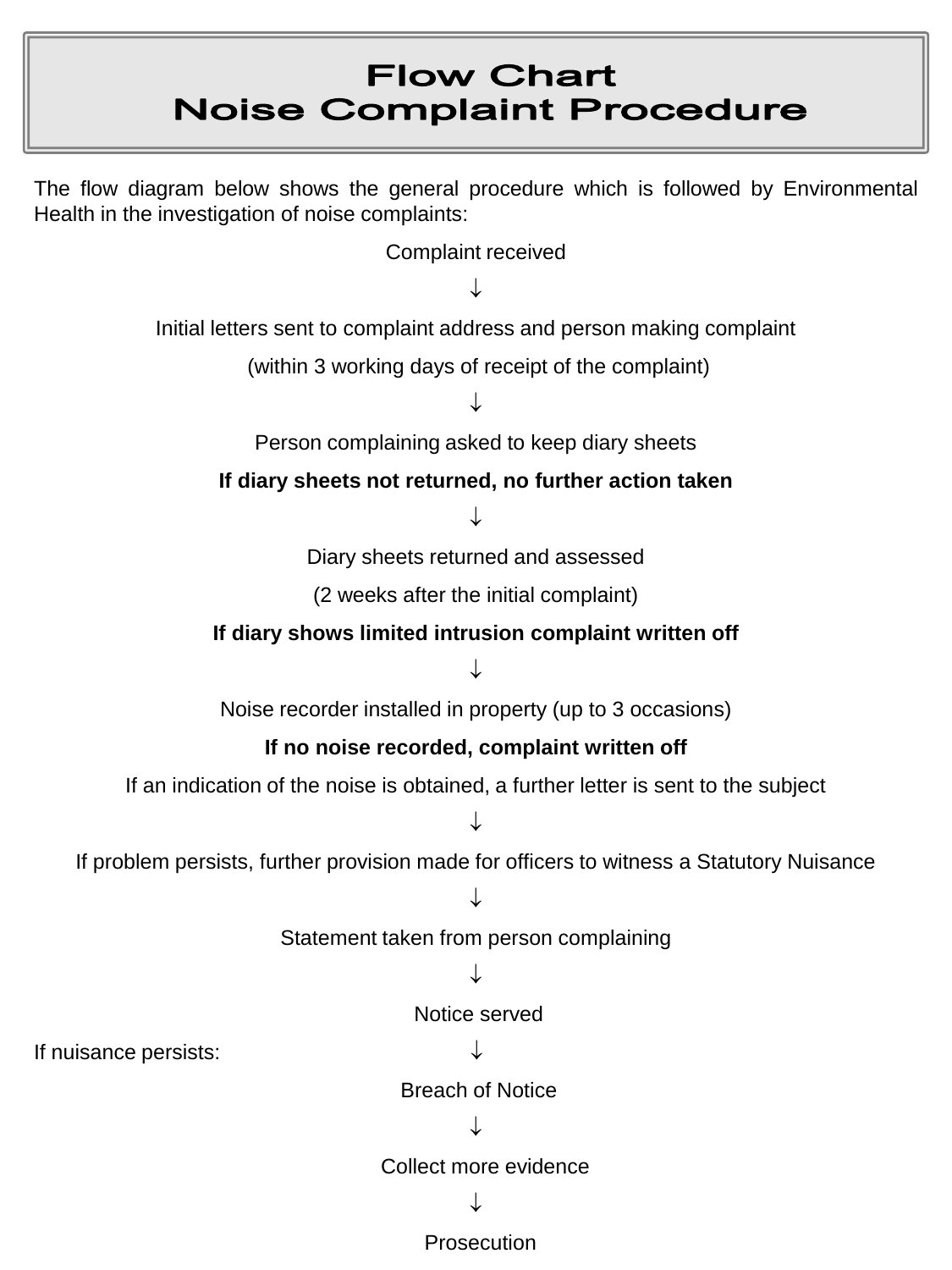# Flow Chart
# Noise Complaint Procedure

The flow diagram below shows the general procedure which is followed by Environmental Health in the investigation of noise complaints:

Complaint received

↓

Initial letters sent to complaint address and person making complaint

(within 3 working days of receipt of the complaint)

↓

Person complaining asked to keep diary sheets

**If diary sheets not returned, no further action taken**

↓

Diary sheets returned and assessed

(2 weeks after the initial complaint)

**If diary shows limited intrusion complaint written off**

↓

Noise recorder installed in property (up to 3 occasions)

**If no noise recorded, complaint written off**

If an indication of the noise is obtained, a further letter is sent to the subject

↓

If problem persists, further provision made for officers to witness a Statutory Nuisance

↓

Statement taken from person complaining

↓

Notice served

If nuisance persists: ↓

Breach of Notice

↓

Collect more evidence

↓

Prosecution